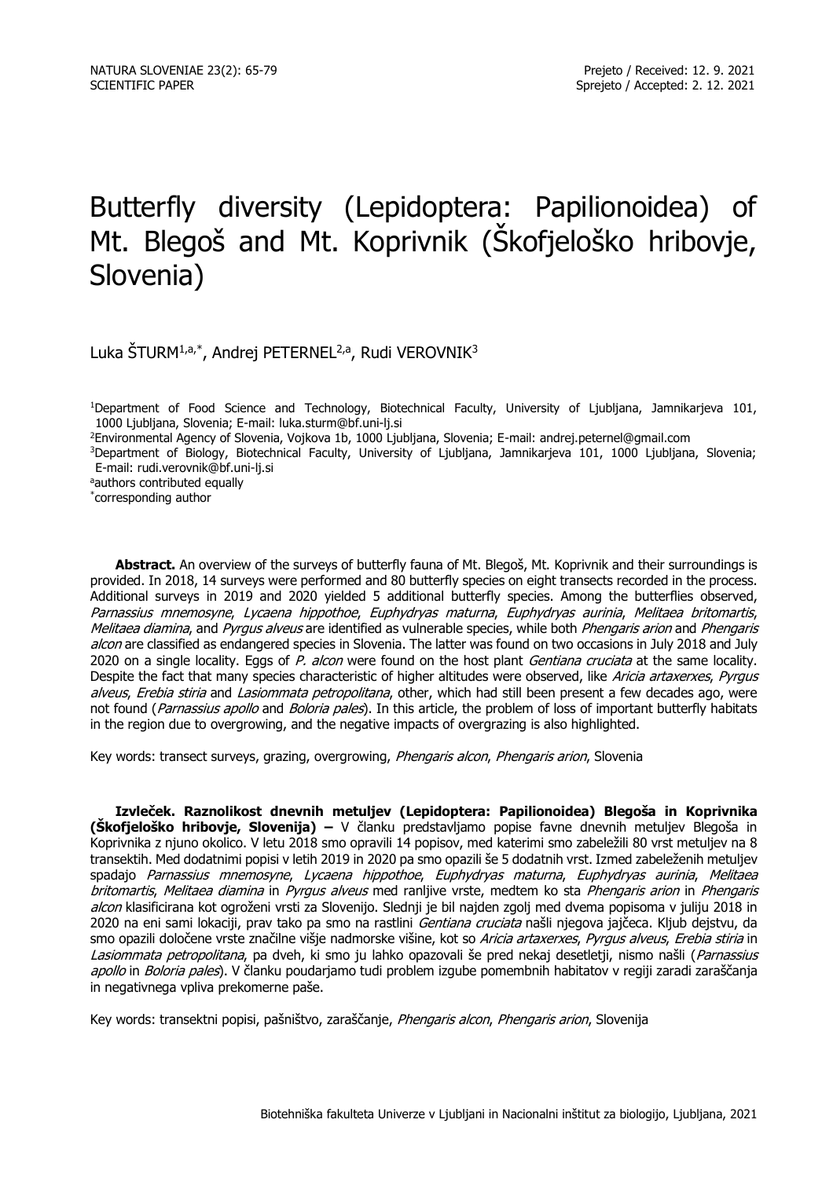NATURA SLOVENIAE 23(2): 65-79
SCIENTIFIC PAPER

Prejeto / Received: 12. 9. 2021
Sprejeto / Accepted: 2. 12. 2021

# Butterfly diversity (Lepidoptera: Papilionoidea) of Mt. Blegoš and Mt. Koprivnik (Škofjeloško hribovje, Slovenia)

Luka ŠTURM[1,a,*], Andrej PETERNEL[2,a], Rudi VEROVNIK[3]

[1]Department of Food Science and Technology, Biotechnical Faculty, University of Ljubljana, Jamnikarjeva 101, 1000 Ljubljana, Slovenia; E-mail: luka.sturm@bf.uni-lj.si
[2]Environmental Agency of Slovenia, Vojkova 1b, 1000 Ljubljana, Slovenia; E-mail: andrej.peternel@gmail.com
[3]Department of Biology, Biotechnical Faculty, University of Ljubljana, Jamnikarjeva 101, 1000 Ljubljana, Slovenia; E-mail: rudi.verovnik@bf.uni-lj.si
[a]authors contributed equally
[*]corresponding author

**Abstract.** An overview of the surveys of butterfly fauna of Mt. Blegoš, Mt. Koprivnik and their surroundings is provided. In 2018, 14 surveys were performed and 80 butterfly species on eight transects recorded in the process. Additional surveys in 2019 and 2020 yielded 5 additional butterfly species. Among the butterflies observed, *Parnassius mnemosyne*, *Lycaena hippothoe*, *Euphydryas maturna*, *Euphydryas aurinia*, *Melitaea britomartis*, *Melitaea diamina*, and *Pyrgus alveus* are identified as vulnerable species, while both *Phengaris arion* and *Phengaris alcon* are classified as endangered species in Slovenia. The latter was found on two occasions in July 2018 and July 2020 on a single locality. Eggs of *P. alcon* were found on the host plant *Gentiana cruciata* at the same locality. Despite the fact that many species characteristic of higher altitudes were observed, like *Aricia artaxerxes*, *Pyrgus alveus*, *Erebia stiria* and *Lasiommata petropolitana*, other, which had still been present a few decades ago, were not found (*Parnassius apollo* and *Boloria pales*). In this article, the problem of loss of important butterfly habitats in the region due to overgrowing, and the negative impacts of overgrazing is also highlighted.

Key words: transect surveys, grazing, overgrowing, *Phengaris alcon*, *Phengaris arion*, Slovenia

**Izvleček. Raznolikost dnevnih metuljev (Lepidoptera: Papilionoidea) Blegoša in Koprivnika (Škofjeloško hribovje, Slovenija) –** V članku predstavljamo popise favne dnevnih metuljev Blegoša in Koprivnika z njuno okolico. V letu 2018 smo opravili 14 popisov, med katerimi smo zabeležili 80 vrst metuljev na 8 transektih. Med dodatnimi popisi v letih 2019 in 2020 pa smo opazili še 5 dodatnih vrst. Izmed zabeleženih metuljev spadajo *Parnassius mnemosyne*, *Lycaena hippothoe*, *Euphydryas maturna*, *Euphydryas aurinia*, *Melitaea britomartis*, *Melitaea diamina* in *Pyrgus alveus* med ranljive vrste, medtem ko sta *Phengaris arion* in *Phengaris alcon* klasificirana kot ogroženi vrsti za Slovenijo. Slednji je bil najden zgolj med dvema popisoma v juliju 2018 in 2020 na eni sami lokaciji, prav tako pa smo na rastlini *Gentiana cruciata* našli njegova jajčeca. Kljub dejstvu, da smo opazili določene vrste značilne višje nadmorske višine, kot so *Aricia artaxerxes*, *Pyrgus alveus*, *Erebia stiria* in *Lasiommata petropolitana*, pa dveh, ki smo ju lahko opazovali še pred nekaj desetletji, nismo našli (*Parnassius apollo* in *Boloria pales*). V članku poudarjamo tudi problem izgube pomembnih habitatov v regiji zaradi zaraščanja in negativnega vpliva prekomerne paše.

Key words: transektni popisi, pašništvo, zaraščanje, *Phengaris alcon*, *Phengaris arion*, Slovenija

Biotehniška fakulteta Univerze v Ljubljani in Nacionalni inštitut za biologijo, Ljubljana, 2021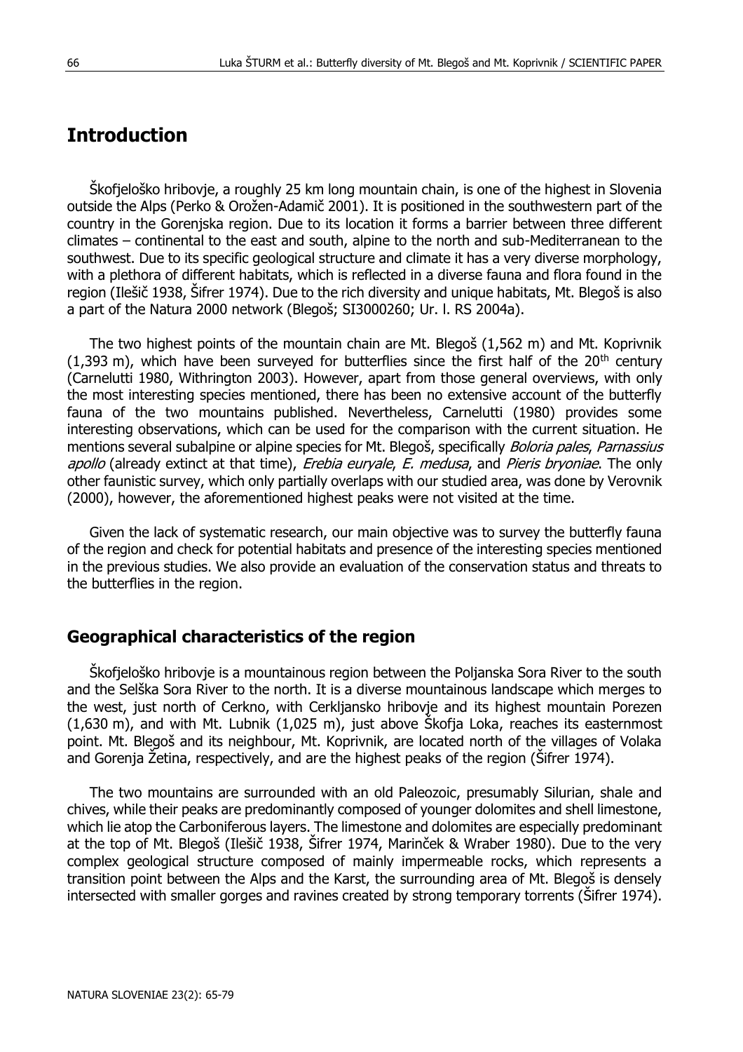# Introduction

Škofjeloško hribovje, a roughly 25 km long mountain chain, is one of the highest in Slovenia outside the Alps (Perko & Orožen-Adamič 2001). It is positioned in the southwestern part of the country in the Gorenjska region. Due to its location it forms a barrier between three different climates – continental to the east and south, alpine to the north and sub-Mediterranean to the southwest. Due to its specific geological structure and climate it has a very diverse morphology, with a plethora of different habitats, which is reflected in a diverse fauna and flora found in the region (Ilešič 1938, Šifrer 1974). Due to the rich diversity and unique habitats, Mt. Blegoš is also a part of the Natura 2000 network (Blegoš; SI3000260; Ur. l. RS 2004a).

The two highest points of the mountain chain are Mt. Blegoš (1,562 m) and Mt. Koprivnik (1,393 m), which have been surveyed for butterflies since the first half of the 20th century (Carnelutti 1980, Withrington 2003). However, apart from those general overviews, with only the most interesting species mentioned, there has been no extensive account of the butterfly fauna of the two mountains published. Nevertheless, Carnelutti (1980) provides some interesting observations, which can be used for the comparison with the current situation. He mentions several subalpine or alpine species for Mt. Blegoš, specifically *Boloria pales*, *Parnassius apollo* (already extinct at that time), *Erebia euryale*, *E. medusa*, and *Pieris bryoniae*. The only other faunistic survey, which only partially overlaps with our studied area, was done by Verovnik (2000), however, the aforementioned highest peaks were not visited at the time.

Given the lack of systematic research, our main objective was to survey the butterfly fauna of the region and check for potential habitats and presence of the interesting species mentioned in the previous studies. We also provide an evaluation of the conservation status and threats to the butterflies in the region.

## Geographical characteristics of the region

Škofjeloško hribovje is a mountainous region between the Poljanska Sora River to the south and the Selška Sora River to the north. It is a diverse mountainous landscape which merges to the west, just north of Cerkno, with Cerkljansko hribovje and its highest mountain Porezen (1,630 m), and with Mt. Lubnik (1,025 m), just above Škofja Loka, reaches its easternmost point. Mt. Blegoš and its neighbour, Mt. Koprivnik, are located north of the villages of Volaka and Gorenja Žetina, respectively, and are the highest peaks of the region (Šifrer 1974).

The two mountains are surrounded with an old Paleozoic, presumably Silurian, shale and chives, while their peaks are predominantly composed of younger dolomites and shell limestone, which lie atop the Carboniferous layers. The limestone and dolomites are especially predominant at the top of Mt. Blegoš (Ilešič 1938, Šifrer 1974, Marinček & Wraber 1980). Due to the very complex geological structure composed of mainly impermeable rocks, which represents a transition point between the Alps and the Karst, the surrounding area of Mt. Blegoš is densely intersected with smaller gorges and ravines created by strong temporary torrents (Šifrer 1974).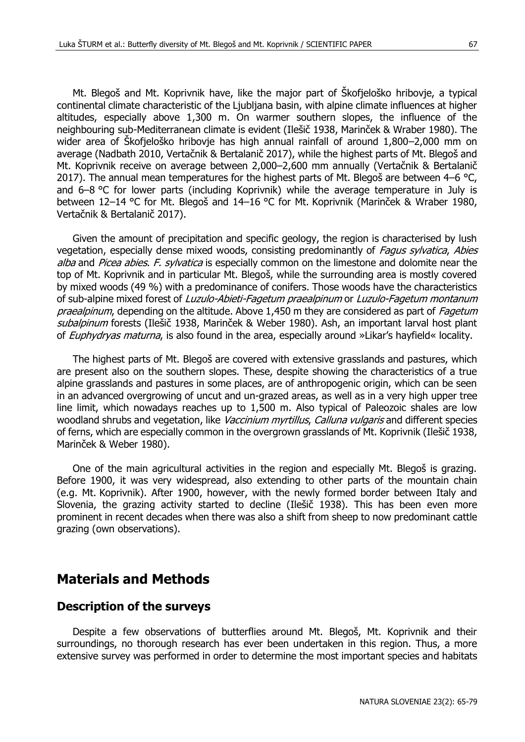Mt. Blegoš and Mt. Koprivnik have, like the major part of Škofjeloško hribovje, a typical continental climate characteristic of the Ljubljana basin, with alpine climate influences at higher altitudes, especially above 1,300 m. On warmer southern slopes, the influence of the neighbouring sub-Mediterranean climate is evident (Ilešič 1938, Marinček & Wraber 1980). The wider area of Škofjeloško hribovje has high annual rainfall of around 1,800–2,000 mm on average (Nadbath 2010, Vertačnik & Bertalanič 2017), while the highest parts of Mt. Blegoš and Mt. Koprivnik receive on average between 2,000–2,600 mm annually (Vertačnik & Bertalanič 2017). The annual mean temperatures for the highest parts of Mt. Blegoš are between 4–6 °C, and 6–8 °C for lower parts (including Koprivnik) while the average temperature in July is between 12–14 °C for Mt. Blegoš and 14–16 °C for Mt. Koprivnik (Marinček & Wraber 1980, Vertačnik & Bertalanič 2017).

Given the amount of precipitation and specific geology, the region is characterised by lush vegetation, especially dense mixed woods, consisting predominantly of *Fagus sylvatica*, *Abies alba* and *Picea abies*. *F. sylvatica* is especially common on the limestone and dolomite near the top of Mt. Koprivnik and in particular Mt. Blegoš, while the surrounding area is mostly covered by mixed woods (49 %) with a predominance of conifers. Those woods have the characteristics of sub-alpine mixed forest of *Luzulo-Abieti-Fagetum praealpinum* or *Luzulo-Fagetum montanum praealpinum*, depending on the altitude. Above 1,450 m they are considered as part of *Fagetum subalpinum* forests (Ilešič 1938, Marinček & Weber 1980). Ash, an important larval host plant of *Euphydryas maturna*, is also found in the area, especially around »Likar's hayfield« locality.

The highest parts of Mt. Blegoš are covered with extensive grasslands and pastures, which are present also on the southern slopes. These, despite showing the characteristics of a true alpine grasslands and pastures in some places, are of anthropogenic origin, which can be seen in an advanced overgrowing of uncut and un-grazed areas, as well as in a very high upper tree line limit, which nowadays reaches up to 1,500 m. Also typical of Paleozoic shales are low woodland shrubs and vegetation, like *Vaccinium myrtillus*, *Calluna vulgaris* and different species of ferns, which are especially common in the overgrown grasslands of Mt. Koprivnik (Ilešič 1938, Marinček & Weber 1980).

One of the main agricultural activities in the region and especially Mt. Blegoš is grazing. Before 1900, it was very widespread, also extending to other parts of the mountain chain (e.g. Mt. Koprivnik). After 1900, however, with the newly formed border between Italy and Slovenia, the grazing activity started to decline (Ilešič 1938). This has been even more prominent in recent decades when there was also a shift from sheep to now predominant cattle grazing (own observations).

# Materials and Methods

## Description of the surveys

Despite a few observations of butterflies around Mt. Blegoš, Mt. Koprivnik and their surroundings, no thorough research has ever been undertaken in this region. Thus, a more extensive survey was performed in order to determine the most important species and habitats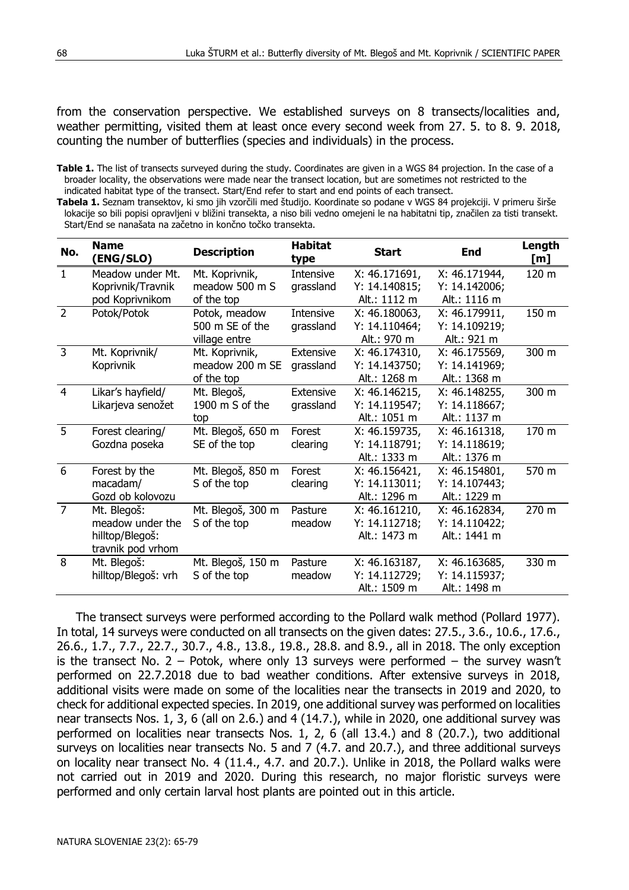from the conservation perspective. We established surveys on 8 transects/localities and, weather permitting, visited them at least once every second week from 27. 5. to 8. 9. 2018, counting the number of butterflies (species and individuals) in the process.

**Table 1.** The list of transects surveyed during the study. Coordinates are given in a WGS 84 projection. In the case of a broader locality, the observations were made near the transect location, but are sometimes not restricted to the indicated habitat type of the transect. Start/End refer to start and end points of each transect.

**Tabela 1.** Seznam transektov, ki smo jih vzorčili med študijo. Koordinate so podane v WGS 84 projekciji. V primeru širše lokacije so bili popisi opravljeni v bližini transekta, a niso bili vedno omejeni le na habitatni tip, značilen za tisti transekt. Start/End se nanašata na začetno in končno točko transekta.

| No. | Name (ENG/SLO) | Description | Habitat type | Start | End | Length [m] |
|---|---|---|---|---|---|---|
| 1 | Meadow under Mt. Koprivnik/Travnik pod Koprivnikom | Mt. Koprivnik, meadow 500 m S of the top | Intensive grassland | X: 46.171691, Y: 14.140815; Alt.: 1112 m | X: 46.171944, Y: 14.142006; Alt.: 1116 m | 120 m |
| 2 | Potok/Potok | Potok, meadow 500 m SE of the village entre | Intensive grassland | X: 46.180063, Y: 14.110464; Alt.: 970 m | X: 46.179911, Y: 14.109219; Alt.: 921 m | 150 m |
| 3 | Mt. Koprivnik/ Koprivnik | Mt. Koprivnik, meadow 200 m SE of the top | Extensive grassland | X: 46.174310, Y: 14.143750; Alt.: 1268 m | X: 46.175569, Y: 14.141969; Alt.: 1368 m | 300 m |
| 4 | Likar's hayfield/ Likarjeva senožet | Mt. Blegoš, 1900 m S of the top | Extensive grassland | X: 46.146215, Y: 14.119547; Alt.: 1051 m | X: 46.148255, Y: 14.118667; Alt.: 1137 m | 300 m |
| 5 | Forest clearing/ Gozdna poseka | Mt. Blegoš, 650 m SE of the top | Forest clearing | X: 46.159735, Y: 14.118791; Alt.: 1333 m | X: 46.161318, Y: 14.118619; Alt.: 1376 m | 170 m |
| 6 | Forest by the macadam/ Gozd ob kolovozu | Mt. Blegoš, 850 m S of the top | Forest clearing | X: 46.156421, Y: 14.113011; Alt.: 1296 m | X: 46.154801, Y: 14.107443; Alt.: 1229 m | 570 m |
| 7 | Mt. Blegoš: meadow under the hilltop/Blegoš: travnik pod vrhom | Mt. Blegoš, 300 m S of the top | Pasture meadow | X: 46.161210, Y: 14.112718; Alt.: 1473 m | X: 46.162834, Y: 14.110422; Alt.: 1441 m | 270 m |
| 8 | Mt. Blegoš: hilltop/Blegoš: vrh | Mt. Blegoš, 150 m S of the top | Pasture meadow | X: 46.163187, Y: 14.112729; Alt.: 1509 m | X: 46.163685, Y: 14.115937; Alt.: 1498 m | 330 m |

The transect surveys were performed according to the Pollard walk method (Pollard 1977). In total, 14 surveys were conducted on all transects on the given dates: 27.5., 3.6., 10.6., 17.6., 26.6., 1.7., 7.7., 22.7., 30.7., 4.8., 13.8., 19.8., 28.8. and 8.9., all in 2018. The only exception is the transect No. 2 – Potok, where only 13 surveys were performed – the survey wasn't performed on 22.7.2018 due to bad weather conditions. After extensive surveys in 2018, additional visits were made on some of the localities near the transects in 2019 and 2020, to check for additional expected species. In 2019, one additional survey was performed on localities near transects Nos. 1, 3, 6 (all on 2.6.) and 4 (14.7.), while in 2020, one additional survey was performed on localities near transects Nos. 1, 2, 6 (all 13.4.) and 8 (20.7.), two additional surveys on localities near transects No. 5 and 7 (4.7. and 20.7.), and three additional surveys on locality near transect No. 4 (11.4., 4.7. and 20.7.). Unlike in 2018, the Pollard walks were not carried out in 2019 and 2020. During this research, no major floristic surveys were performed and only certain larval host plants are pointed out in this article.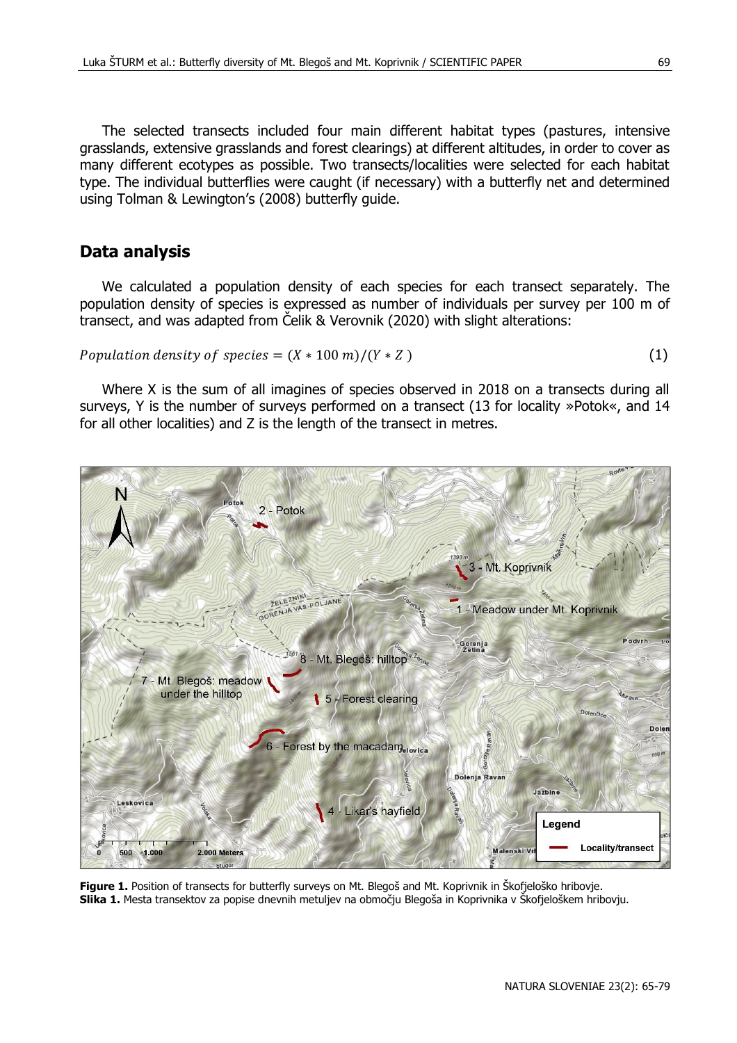The selected transects included four main different habitat types (pastures, intensive grasslands, extensive grasslands and forest clearings) at different altitudes, in order to cover as many different ecotypes as possible. Two transects/localities were selected for each habitat type. The individual butterflies were caught (if necessary) with a butterfly net and determined using Tolman & Lewington's (2008) butterfly guide.

## Data analysis

We calculated a population density of each species for each transect separately. The population density of species is expressed as number of individuals per survey per 100 m of transect, and was adapted from Čelik & Verovnik (2020) with slight alterations:

$$Population\ density\ of\ species = (X * 100\ m)/(Y * Z) \tag{1}$$

Where X is the sum of all imagines of species observed in 2018 on a transects during all surveys, Y is the number of surveys performed on a transect (13 for locality »Potok«, and 14 for all other localities) and Z is the length of the transect in metres.

**Figure 1.** Position of transects for butterfly surveys on Mt. Blegoš and Mt. Koprivnik in Škofjeloško hribovje.
**Slika 1.** Mesta transektov za popise dnevnih metuljev na območju Blegoša in Koprivnika v Škofjeloškem hribovju.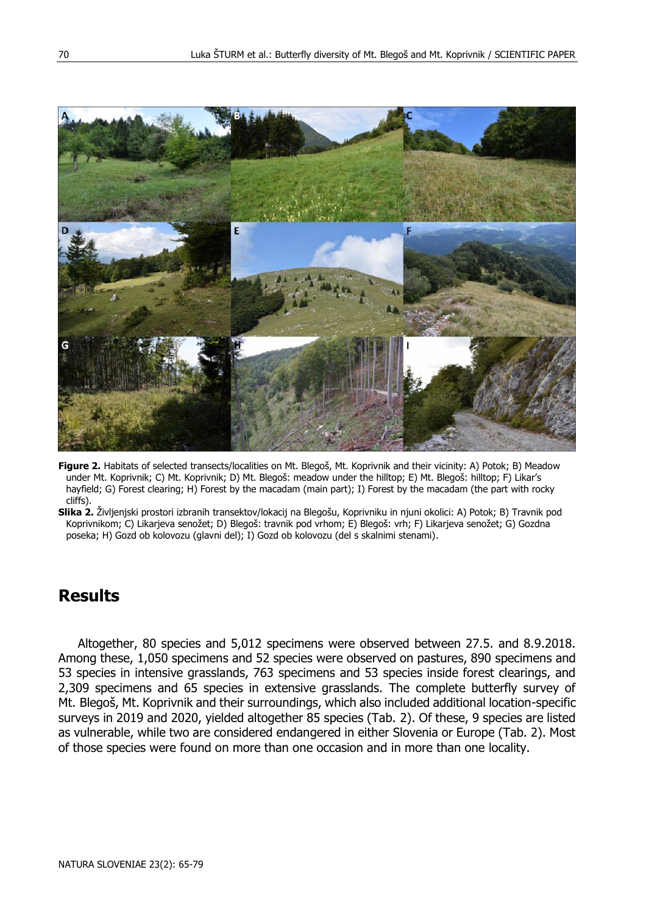**Figure 2.** Habitats of selected transects/localities on Mt. Blegoš, Mt. Koprivnik and their vicinity: A) Potok; B) Meadow under Mt. Koprivnik; C) Mt. Koprivnik; D) Mt. Blegoš: meadow under the hilltop; E) Mt. Blegoš: hilltop; F) Likar's hayfield; G) Forest clearing; H) Forest by the macadam (main part); I) Forest by the macadam (the part with rocky cliffs).

**Slika 2.** Življenjski prostori izbranih transektov/lokacij na Blegošu, Koprivniku in njuni okolici: A) Potok; B) Travnik pod Koprivnikom; C) Likarjeva senožet; D) Blegoš: travnik pod vrhom; E) Blegoš: vrh; F) Likarjeva senožet; G) Gozdna poseka; H) Gozd ob kolovozu (glavni del); I) Gozd ob kolovozu (del s skalnimi stenami).

## Results

Altogether, 80 species and 5,012 specimens were observed between 27.5. and 8.9.2018. Among these, 1,050 specimens and 52 species were observed on pastures, 890 specimens and 53 species in intensive grasslands, 763 specimens and 53 species inside forest clearings, and 2,309 specimens and 65 species in extensive grasslands. The complete butterfly survey of Mt. Blegoš, Mt. Koprivnik and their surroundings, which also included additional location-specific surveys in 2019 and 2020, yielded altogether 85 species (Tab. 2). Of these, 9 species are listed as vulnerable, while two are considered endangered in either Slovenia or Europe (Tab. 2). Most of those species were found on more than one occasion and in more than one locality.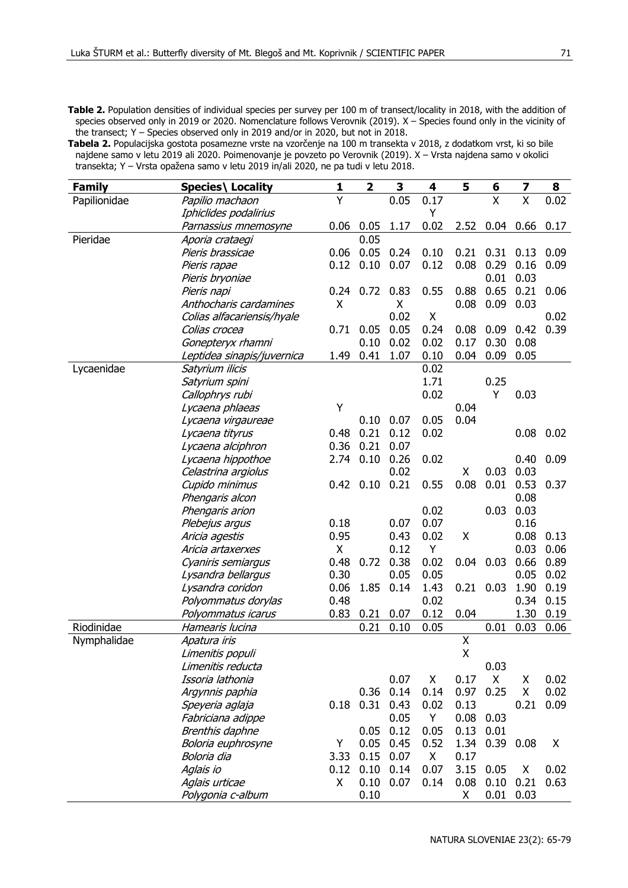**Table 2.** Population densities of individual species per survey per 100 m of transect/locality in 2018, with the addition of species observed only in 2019 or 2020. Nomenclature follows Verovnik (2019). X – Species found only in the vicinity of the transect; Y – Species observed only in 2019 and/or in 2020, but not in 2018.

**Tabela 2.** Populacijska gostota posamezne vrste na vzorčenje na 100 m transekta v 2018, z dodatkom vrst, ki so bile najdene samo v letu 2019 ali 2020. Poimenovanje je povzeto po Verovnik (2019). X – Vrsta najdena samo v okolici transekta; Y – Vrsta opažena samo v letu 2019 in/ali 2020, ne pa tudi v letu 2018.

| Family | Species\ Locality | 1 | 2 | 3 | 4 | 5 | 6 | 7 | 8 |
|---|---|---|---|---|---|---|---|---|---|
| Papilionidae | *Papilio machaon* | Y | | 0.05 | 0.17 | | X | X | 0.02 |
| | *Iphiclides podalirius* | | | | Y | | | | |
| | *Parnassius mnemosyne* | 0.06 | 0.05 | 1.17 | 0.02 | 2.52 | 0.04 | 0.66 | 0.17 |
| Pieridae | *Aporia crataegi* | | 0.05 | | | | | | |
| | *Pieris brassicae* | 0.06 | 0.05 | 0.24 | 0.10 | 0.21 | 0.31 | 0.13 | 0.09 |
| | *Pieris rapae* | 0.12 | 0.10 | 0.07 | 0.12 | 0.08 | 0.29 | 0.16 | 0.09 |
| | *Pieris bryoniae* | | | | | | 0.01 | 0.03 | |
| | *Pieris napi* | 0.24 | 0.72 | 0.83 | 0.55 | 0.88 | 0.65 | 0.21 | 0.06 |
| | *Anthocharis cardamines* | X | | X | | 0.08 | 0.09 | 0.03 | |
| | *Colias alfacariensis/hyale* | | | 0.02 | X | | | | 0.02 |
| | *Colias crocea* | 0.71 | 0.05 | 0.05 | 0.24 | 0.08 | 0.09 | 0.42 | 0.39 |
| | *Gonepteryx rhamni* | | 0.10 | 0.02 | 0.02 | 0.17 | 0.30 | 0.08 | |
| | *Leptidea sinapis/juvernica* | 1.49 | 0.41 | 1.07 | 0.10 | 0.04 | 0.09 | 0.05 | |
| Lycaenidae | *Satyrium ilicis* | | | | 0.02 | | | | |
| | *Satyrium spini* | | | | 1.71 | | 0.25 | | |
| | *Callophrys rubi* | | | | 0.02 | | Y | 0.03 | |
| | *Lycaena phlaeas* | Y | | | | 0.04 | | | |
| | *Lycaena virgaureae* | | 0.10 | 0.07 | 0.05 | 0.04 | | | |
| | *Lycaena tityrus* | 0.48 | 0.21 | 0.12 | 0.02 | | | 0.08 | 0.02 |
| | *Lycaena alciphron* | 0.36 | 0.21 | 0.07 | | | | | |
| | *Lycaena hippothoe* | 2.74 | 0.10 | 0.26 | 0.02 | | | 0.40 | 0.09 |
| | *Celastrina argiolus* | | | 0.02 | | X | 0.03 | 0.03 | |
| | *Cupido minimus* | 0.42 | 0.10 | 0.21 | 0.55 | 0.08 | 0.01 | 0.53 | 0.37 |
| | *Phengaris alcon* | | | | | | | 0.08 | |
| | *Phengaris arion* | | | | 0.02 | | 0.03 | 0.03 | |
| | *Plebejus argus* | 0.18 | | 0.07 | 0.07 | | | 0.16 | |
| | *Aricia agestis* | 0.95 | | 0.43 | 0.02 | X | | 0.08 | 0.13 |
| | *Aricia artaxerxes* | X | | 0.12 | Y | | | 0.03 | 0.06 |
| | *Cyaniris semiargus* | 0.48 | 0.72 | 0.38 | 0.02 | 0.04 | 0.03 | 0.66 | 0.89 |
| | *Lysandra bellargus* | 0.30 | | 0.05 | 0.05 | | | 0.05 | 0.02 |
| | *Lysandra coridon* | 0.06 | 1.85 | 0.14 | 1.43 | 0.21 | 0.03 | 1.90 | 0.19 |
| | *Polyommatus dorylas* | 0.48 | | | 0.02 | | | 0.34 | 0.15 |
| | *Polyommatus icarus* | 0.83 | 0.21 | 0.07 | 0.12 | 0.04 | | 1.30 | 0.19 |
| Riodinidae | *Hamearis lucina* | | 0.21 | 0.10 | 0.05 | | 0.01 | 0.03 | 0.06 |
| Nymphalidae | *Apatura iris* | | | | | X | | | |
| | *Limenitis populi* | | | | | X | | | |
| | *Limenitis reducta* | | | | | | 0.03 | | |
| | *Issoria lathonia* | | | 0.07 | X | 0.17 | X | X | 0.02 |
| | *Argynnis paphia* | | 0.36 | 0.14 | 0.14 | 0.97 | 0.25 | X | 0.02 |
| | *Speyeria aglaja* | 0.18 | 0.31 | 0.43 | 0.02 | 0.13 | | 0.21 | 0.09 |
| | *Fabriciana adippe* | | | 0.05 | Y | 0.08 | 0.03 | | |
| | *Brenthis daphne* | | 0.05 | 0.12 | 0.05 | 0.13 | 0.01 | | |
| | *Boloria euphrosyne* | Y | 0.05 | 0.45 | 0.52 | 1.34 | 0.39 | 0.08 | X |
| | *Boloria dia* | 3.33 | 0.15 | 0.07 | X | 0.17 | | | |
| | *Aglais io* | 0.12 | 0.10 | 0.14 | 0.07 | 3.15 | 0.05 | X | 0.02 |
| | *Aglais urticae* | X | 0.10 | 0.07 | 0.14 | 0.08 | 0.10 | 0.21 | 0.63 |
| | *Polygonia c-album* | | 0.10 | | | X | 0.01 | 0.03 | |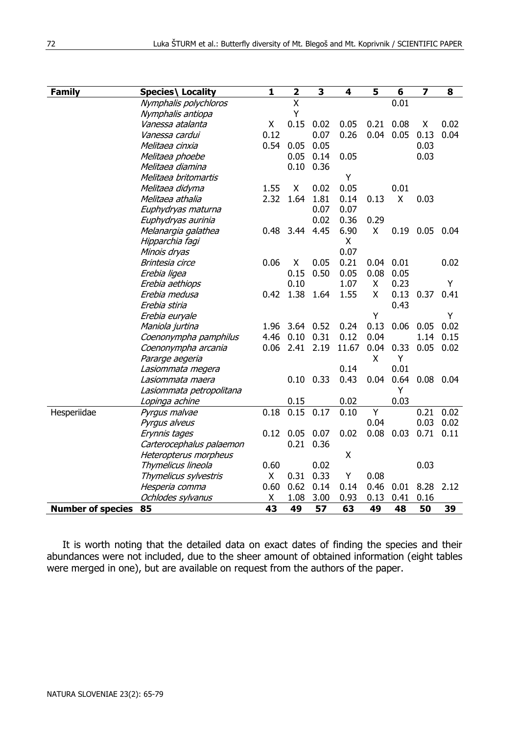| Family | Species\ Locality | 1 | 2 | 3 | 4 | 5 | 6 | 7 | 8 |
|---|---|---|---|---|---|---|---|---|---|
| | *Nymphalis polychloros* | | X | | | | 0.01 | | |
| | *Nymphalis antiopa* | | Y | | | | | | |
| | *Vanessa atalanta* | X | 0.15 | 0.02 | 0.05 | 0.21 | 0.08 | X | 0.02 |
| | *Vanessa cardui* | 0.12 | | 0.07 | 0.26 | 0.04 | 0.05 | 0.13 | 0.04 |
| | *Melitaea cinxia* | 0.54 | 0.05 | 0.05 | | | | 0.03 | |
| | *Melitaea phoebe* | | 0.05 | 0.14 | 0.05 | | | 0.03 | |
| | *Melitaea diamina* | | 0.10 | 0.36 | | | | | |
| | *Melitaea britomartis* | | | | Y | | | | |
| | *Melitaea didyma* | 1.55 | X | 0.02 | 0.05 | | 0.01 | | |
| | *Melitaea athalia* | 2.32 | 1.64 | 1.81 | 0.14 | 0.13 | X | 0.03 | |
| | *Euphydryas maturna* | | | 0.07 | 0.07 | | | | |
| | *Euphydryas aurinia* | | | 0.02 | 0.36 | 0.29 | | | |
| | *Melanargia galathea* | 0.48 | 3.44 | 4.45 | 6.90 | X | 0.19 | 0.05 | 0.04 |
| | *Hipparchia fagi* | | | | X | | | | |
| | *Minois dryas* | | | | 0.07 | | | | |
| | *Brintesia circe* | 0.06 | X | 0.05 | 0.21 | 0.04 | 0.01 | | 0.02 |
| | *Erebia ligea* | | 0.15 | 0.50 | 0.05 | 0.08 | 0.05 | | |
| | *Erebia aethiops* | | 0.10 | | 1.07 | X | 0.23 | | Y |
| | *Erebia medusa* | 0.42 | 1.38 | 1.64 | 1.55 | X | 0.13 | 0.37 | 0.41 |
| | *Erebia stiria* | | | | | | 0.43 | | |
| | *Erebia euryale* | | | | | Y | | | Y |
| | *Maniola jurtina* | 1.96 | 3.64 | 0.52 | 0.24 | 0.13 | 0.06 | 0.05 | 0.02 |
| | *Coenonympha pamphilus* | 4.46 | 0.10 | 0.31 | 0.12 | 0.04 | | 1.14 | 0.15 |
| | *Coenonympha arcania* | 0.06 | 2.41 | 2.19 | 11.67 | 0.04 | 0.33 | 0.05 | 0.02 |
| | *Pararge aegeria* | | | | | X | Y | | |
| | *Lasiommata megera* | | | | 0.14 | | 0.01 | | |
| | *Lasiommata maera* | | 0.10 | 0.33 | 0.43 | 0.04 | 0.64 | 0.08 | 0.04 |
| | *Lasiommata petropolitana* | | | | | | Y | | |
| | *Lopinga achine* | | 0.15 | | 0.02 | | 0.03 | | |
| Hesperiidae | *Pyrgus malvae* | 0.18 | 0.15 | 0.17 | 0.10 | Y | | 0.21 | 0.02 |
| | *Pyrgus alveus* | | | | | 0.04 | | 0.03 | 0.02 |
| | *Erynnis tages* | 0.12 | 0.05 | 0.07 | 0.02 | 0.08 | 0.03 | 0.71 | 0.11 |
| | *Carterocephalus palaemon* | | 0.21 | 0.36 | | | | | |
| | *Heteropterus morpheus* | | | | X | | | | |
| | *Thymelicus lineola* | 0.60 | | 0.02 | | | | 0.03 | |
| | *Thymelicus sylvestris* | X | 0.31 | 0.33 | Y | 0.08 | | | |
| | *Hesperia comma* | 0.60 | 0.62 | 0.14 | 0.14 | 0.46 | 0.01 | 8.28 | 2.12 |
| | *Ochlodes sylvanus* | X | 1.08 | 3.00 | 0.93 | 0.13 | 0.41 | 0.16 | |
| **Number of species** | **85** | **43** | **49** | **57** | **63** | **49** | **48** | **50** | **39** |

It is worth noting that the detailed data on exact dates of finding the species and their abundances were not included, due to the sheer amount of obtained information (eight tables were merged in one), but are available on request from the authors of the paper.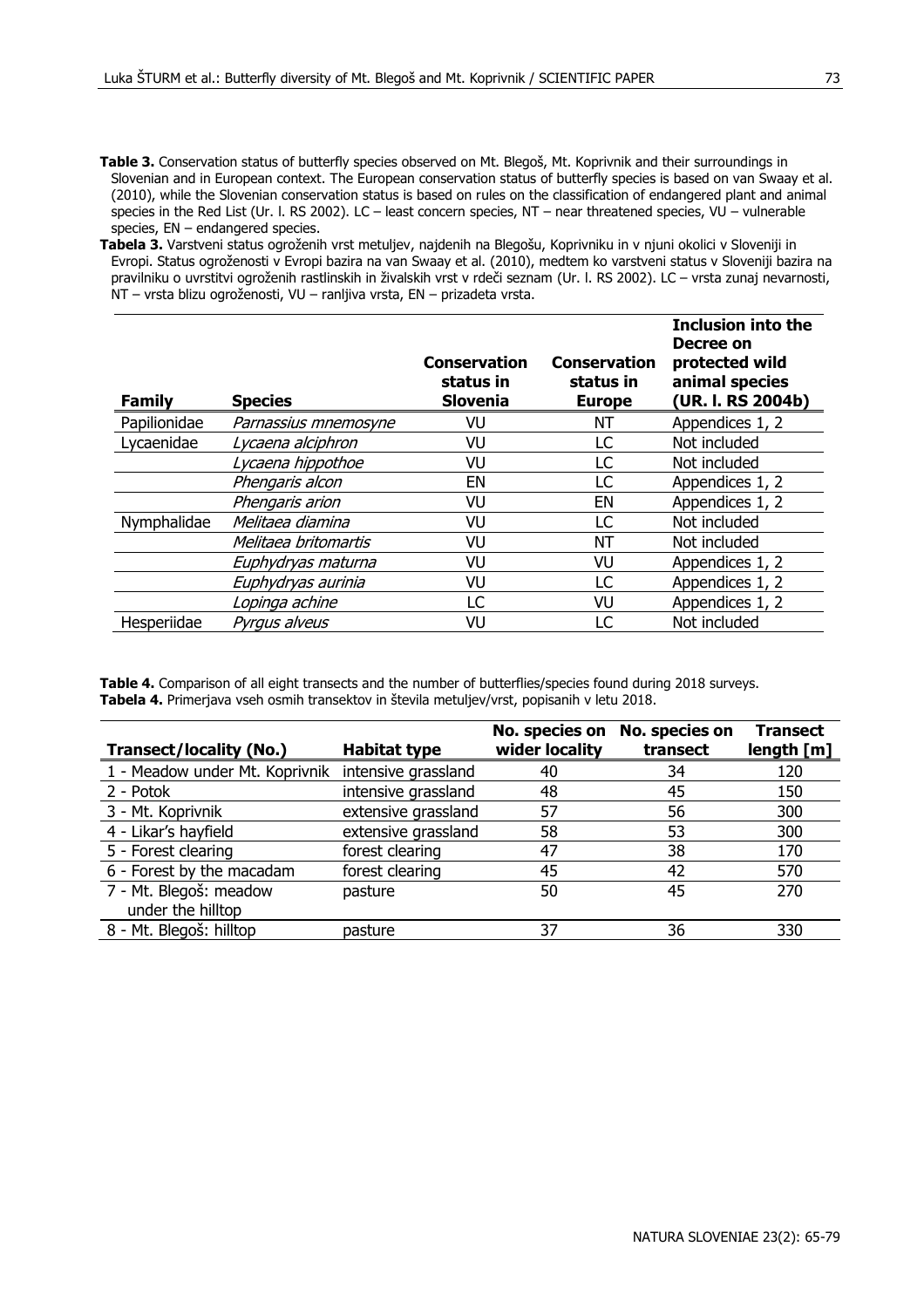**Table 3.** Conservation status of butterfly species observed on Mt. Blegoš, Mt. Koprivnik and their surroundings in Slovenian and in European context. The European conservation status of butterfly species is based on van Swaay et al. (2010), while the Slovenian conservation status is based on rules on the classification of endangered plant and animal species in the Red List (Ur. l. RS 2002). LC – least concern species, NT – near threatened species, VU – vulnerable species, EN – endangered species.

**Tabela 3.** Varstveni status ogroženih vrst metuljev, najdenih na Blegošu, Koprivniku in v njuni okolici v Sloveniji in Evropi. Status ogroženosti v Evropi bazira na van Swaay et al. (2010), medtem ko varstveni status v Sloveniji bazira na pravilniku o uvrstitvi ogroženih rastlinskih in živalskih vrst v rdeči seznam (Ur. l. RS 2002). LC – vrsta zunaj nevarnosti, NT – vrsta blizu ogroženosti, VU – ranljiva vrsta, EN – prizadeta vrsta.

| Family | Species | Conservation status in Slovenia | Conservation status in Europe | Inclusion into the Decree on protected wild animal species (UR. l. RS 2004b) |
|---|---|---|---|---|
| Papilionidae | *Parnassius mnemosyne* | VU | NT | Appendices 1, 2 |
| Lycaenidae | *Lycaena alciphron* | VU | LC | Not included |
| | *Lycaena hippothoe* | VU | LC | Not included |
| | *Phengaris alcon* | EN | LC | Appendices 1, 2 |
| | *Phengaris arion* | VU | EN | Appendices 1, 2 |
| Nymphalidae | *Melitaea diamina* | VU | LC | Not included |
| | *Melitaea britomartis* | VU | NT | Not included |
| | *Euphydryas maturna* | VU | VU | Appendices 1, 2 |
| | *Euphydryas aurinia* | VU | LC | Appendices 1, 2 |
| | *Lopinga achine* | LC | VU | Appendices 1, 2 |
| Hesperiidae | *Pyrgus alveus* | VU | LC | Not included |

**Table 4.** Comparison of all eight transects and the number of butterflies/species found during 2018 surveys.

**Tabela 4.** Primerjava vseh osmih transektov in števila metuljev/vrst, popisanih v letu 2018.

| Transect/locality (No.) | Habitat type | No. species on wider locality | No. species on transect | Transect length [m] |
|---|---|---|---|---|
| 1 - Meadow under Mt. Koprivnik | intensive grassland | 40 | 34 | 120 |
| 2 - Potok | intensive grassland | 48 | 45 | 150 |
| 3 - Mt. Koprivnik | extensive grassland | 57 | 56 | 300 |
| 4 - Likar's hayfield | extensive grassland | 58 | 53 | 300 |
| 5 - Forest clearing | forest clearing | 47 | 38 | 170 |
| 6 - Forest by the macadam | forest clearing | 45 | 42 | 570 |
| 7 - Mt. Blegoš: meadow under the hilltop | pasture | 50 | 45 | 270 |
| 8 - Mt. Blegoš: hilltop | pasture | 37 | 36 | 330 |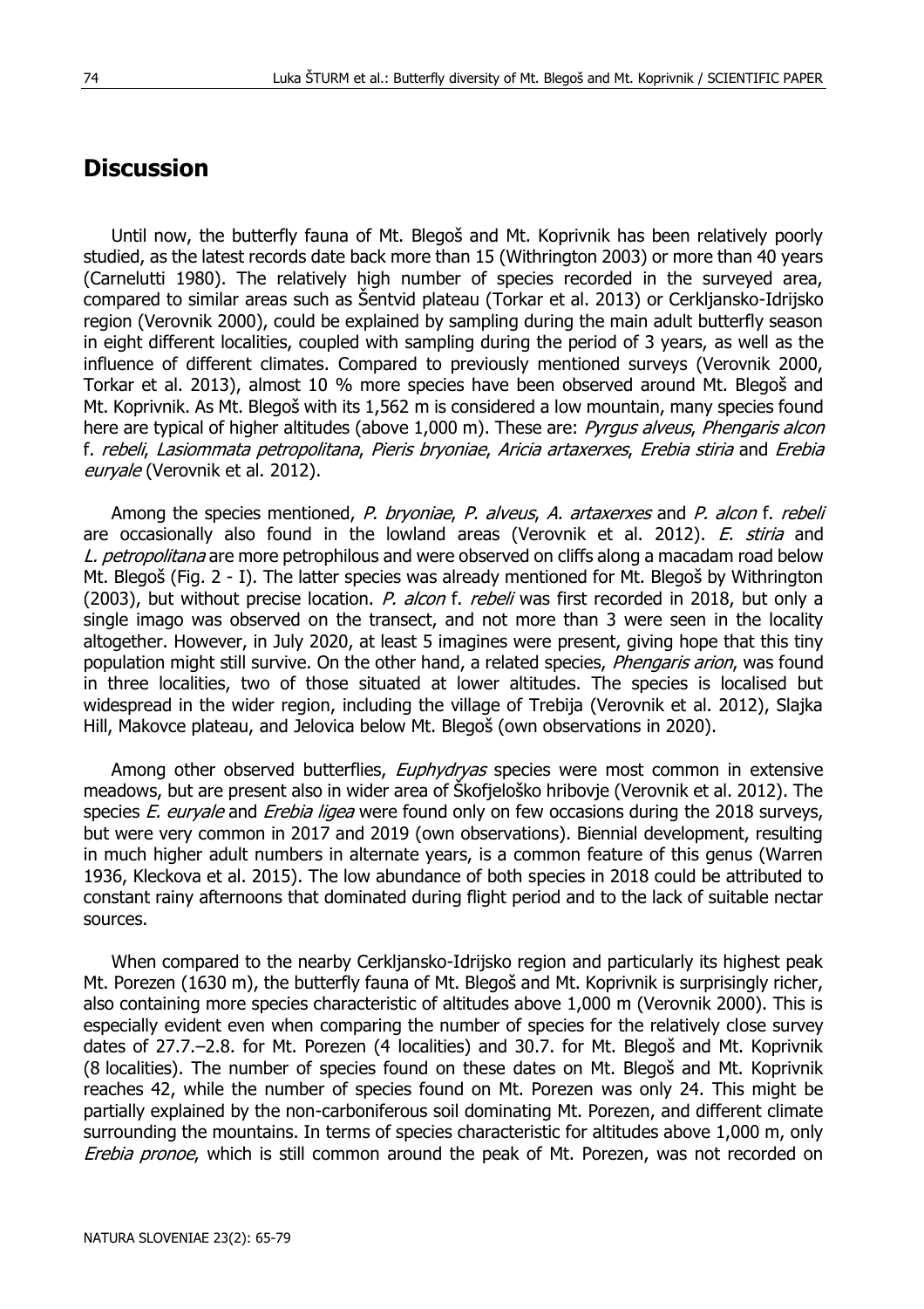## Discussion

Until now, the butterfly fauna of Mt. Blegoš and Mt. Koprivnik has been relatively poorly studied, as the latest records date back more than 15 (Withrington 2003) or more than 40 years (Carnelutti 1980). The relatively high number of species recorded in the surveyed area, compared to similar areas such as Šentvid plateau (Torkar et al. 2013) or Cerkljansko-Idrijsko region (Verovnik 2000), could be explained by sampling during the main adult butterfly season in eight different localities, coupled with sampling during the period of 3 years, as well as the influence of different climates. Compared to previously mentioned surveys (Verovnik 2000, Torkar et al. 2013), almost 10 % more species have been observed around Mt. Blegoš and Mt. Koprivnik. As Mt. Blegoš with its 1,562 m is considered a low mountain, many species found here are typical of higher altitudes (above 1,000 m). These are: *Pyrgus alveus*, *Phengaris alcon* f. *rebeli*, *Lasiommata petropolitana*, *Pieris bryoniae*, *Aricia artaxerxes*, *Erebia stiria* and *Erebia euryale* (Verovnik et al. 2012).

Among the species mentioned, *P. bryoniae*, *P. alveus*, *A. artaxerxes* and *P. alcon* f. *rebeli* are occasionally also found in the lowland areas (Verovnik et al. 2012). *E. stiria* and *L. petropolitana* are more petrophilous and were observed on cliffs along a macadam road below Mt. Blegoš (Fig. 2 - I). The latter species was already mentioned for Mt. Blegoš by Withrington (2003), but without precise location. *P. alcon* f. *rebeli* was first recorded in 2018, but only a single imago was observed on the transect, and not more than 3 were seen in the locality altogether. However, in July 2020, at least 5 imagines were present, giving hope that this tiny population might still survive. On the other hand, a related species, *Phengaris arion*, was found in three localities, two of those situated at lower altitudes. The species is localised but widespread in the wider region, including the village of Trebija (Verovnik et al. 2012), Slajka Hill, Makovce plateau, and Jelovica below Mt. Blegoš (own observations in 2020).

Among other observed butterflies, *Euphydryas* species were most common in extensive meadows, but are present also in wider area of Škofjeloško hribovje (Verovnik et al. 2012). The species *E. euryale* and *Erebia ligea* were found only on few occasions during the 2018 surveys, but were very common in 2017 and 2019 (own observations). Biennial development, resulting in much higher adult numbers in alternate years, is a common feature of this genus (Warren 1936, Kleckova et al. 2015). The low abundance of both species in 2018 could be attributed to constant rainy afternoons that dominated during flight period and to the lack of suitable nectar sources.

When compared to the nearby Cerkljansko-Idrijsko region and particularly its highest peak Mt. Porezen (1630 m), the butterfly fauna of Mt. Blegoš and Mt. Koprivnik is surprisingly richer, also containing more species characteristic of altitudes above 1,000 m (Verovnik 2000). This is especially evident even when comparing the number of species for the relatively close survey dates of 27.7.–2.8. for Mt. Porezen (4 localities) and 30.7. for Mt. Blegoš and Mt. Koprivnik (8 localities). The number of species found on these dates on Mt. Blegoš and Mt. Koprivnik reaches 42, while the number of species found on Mt. Porezen was only 24. This might be partially explained by the non-carboniferous soil dominating Mt. Porezen, and different climate surrounding the mountains. In terms of species characteristic for altitudes above 1,000 m, only *Erebia pronoe*, which is still common around the peak of Mt. Porezen, was not recorded on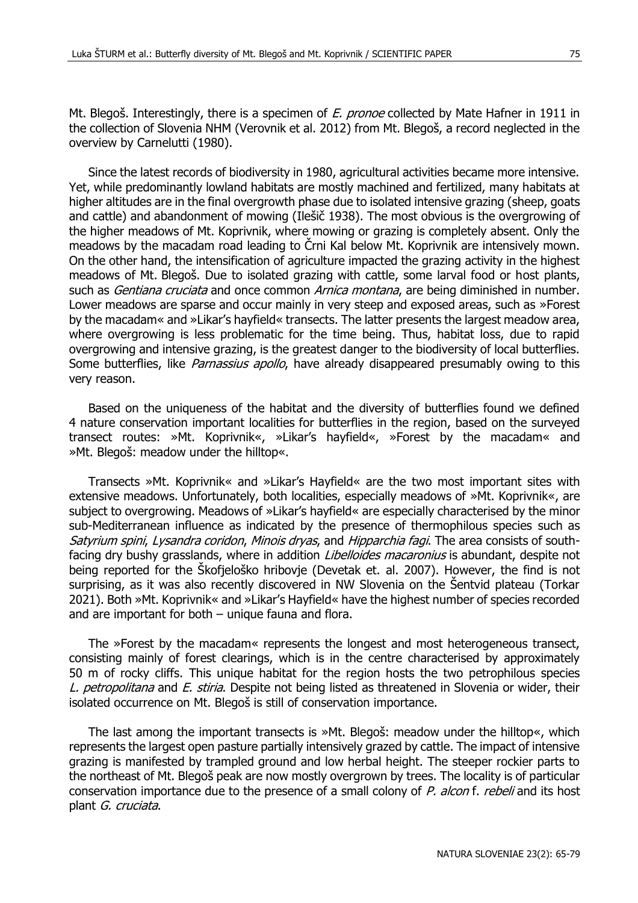Mt. Blegoš. Interestingly, there is a specimen of *E. pronoe* collected by Mate Hafner in 1911 in the collection of Slovenia NHM (Verovnik et al. 2012) from Mt. Blegoš, a record neglected in the overview by Carnelutti (1980).

Since the latest records of biodiversity in 1980, agricultural activities became more intensive. Yet, while predominantly lowland habitats are mostly machined and fertilized, many habitats at higher altitudes are in the final overgrowth phase due to isolated intensive grazing (sheep, goats and cattle) and abandonment of mowing (Ilešič 1938). The most obvious is the overgrowing of the higher meadows of Mt. Koprivnik, where mowing or grazing is completely absent. Only the meadows by the macadam road leading to Črni Kal below Mt. Koprivnik are intensively mown. On the other hand, the intensification of agriculture impacted the grazing activity in the highest meadows of Mt. Blegoš. Due to isolated grazing with cattle, some larval food or host plants, such as *Gentiana cruciata* and once common *Arnica montana*, are being diminished in number. Lower meadows are sparse and occur mainly in very steep and exposed areas, such as »Forest by the macadam« and »Likar's hayfield« transects. The latter presents the largest meadow area, where overgrowing is less problematic for the time being. Thus, habitat loss, due to rapid overgrowing and intensive grazing, is the greatest danger to the biodiversity of local butterflies. Some butterflies, like *Parnassius apollo*, have already disappeared presumably owing to this very reason.

Based on the uniqueness of the habitat and the diversity of butterflies found we defined 4 nature conservation important localities for butterflies in the region, based on the surveyed transect routes: »Mt. Koprivnik«, »Likar's hayfield«, »Forest by the macadam« and »Mt. Blegoš: meadow under the hilltop«.

Transects »Mt. Koprivnik« and »Likar's Hayfield« are the two most important sites with extensive meadows. Unfortunately, both localities, especially meadows of »Mt. Koprivnik«, are subject to overgrowing. Meadows of »Likar's hayfield« are especially characterised by the minor sub-Mediterranean influence as indicated by the presence of thermophilous species such as *Satyrium spini*, *Lysandra coridon*, *Minois dryas*, and *Hipparchia fagi*. The area consists of south-facing dry bushy grasslands, where in addition *Libelloides macaronius* is abundant, despite not being reported for the Škofjeloško hribovje (Devetak et. al. 2007). However, the find is not surprising, as it was also recently discovered in NW Slovenia on the Šentvid plateau (Torkar 2021). Both »Mt. Koprivnik« and »Likar's Hayfield« have the highest number of species recorded and are important for both – unique fauna and flora.

The »Forest by the macadam« represents the longest and most heterogeneous transect, consisting mainly of forest clearings, which is in the centre characterised by approximately 50 m of rocky cliffs. This unique habitat for the region hosts the two petrophilous species *L. petropolitana* and *E. stiria*. Despite not being listed as threatened in Slovenia or wider, their isolated occurrence on Mt. Blegoš is still of conservation importance.

The last among the important transects is »Mt. Blegoš: meadow under the hilltop«, which represents the largest open pasture partially intensively grazed by cattle. The impact of intensive grazing is manifested by trampled ground and low herbal height. The steeper rockier parts to the northeast of Mt. Blegoš peak are now mostly overgrown by trees. The locality is of particular conservation importance due to the presence of a small colony of *P. alcon* f. *rebeli* and its host plant *G. cruciata*.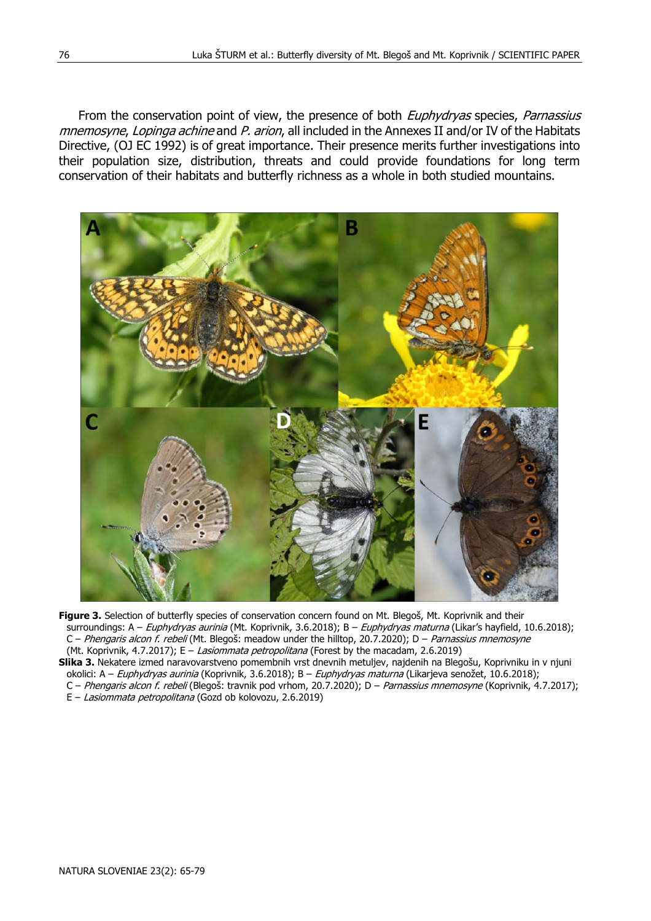From the conservation point of view, the presence of both *Euphydryas* species, *Parnassius mnemosyne*, *Lopinga achine* and *P. arion*, all included in the Annexes II and/or IV of the Habitats Directive, (OJ EC 1992) is of great importance. Their presence merits further investigations into their population size, distribution, threats and could provide foundations for long term conservation of their habitats and butterfly richness as a whole in both studied mountains.

**Figure 3.** Selection of butterfly species of conservation concern found on Mt. Blegoš, Mt. Koprivnik and their surroundings: A – *Euphydryas aurinia* (Mt. Koprivnik, 3.6.2018); B – *Euphydryas maturna* (Likar's hayfield, 10.6.2018); C – *Phengaris alcon f. rebeli* (Mt. Blegoš: meadow under the hilltop, 20.7.2020); D – *Parnassius mnemosyne* (Mt. Koprivnik, 4.7.2017); E – *Lasiommata petropolitana* (Forest by the macadam, 2.6.2019)

**Slika 3.** Nekatere izmed naravovarstveno pomembnih vrst dnevnih metuljev, najdenih na Blegošu, Koprivniku in v njuni okolici: A – *Euphydryas aurinia* (Koprivnik, 3.6.2018); B – *Euphydryas maturna* (Likarjeva senožet, 10.6.2018); C – *Phengaris alcon f. rebeli* (Blegoš: travnik pod vrhom, 20.7.2020); D – *Parnassius mnemosyne* (Koprivnik, 4.7.2017); E – *Lasiommata petropolitana* (Gozd ob kolovozu, 2.6.2019)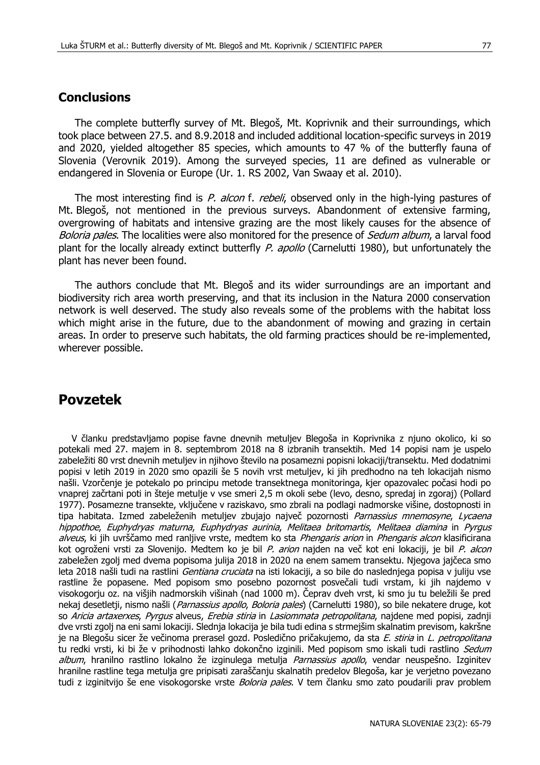## Conclusions

The complete butterfly survey of Mt. Blegoš, Mt. Koprivnik and their surroundings, which took place between 27.5. and 8.9.2018 and included additional location-specific surveys in 2019 and 2020, yielded altogether 85 species, which amounts to 47 % of the butterfly fauna of Slovenia (Verovnik 2019). Among the surveyed species, 11 are defined as vulnerable or endangered in Slovenia or Europe (Ur. 1. RS 2002, Van Swaay et al. 2010).

The most interesting find is *P. alcon* f. *rebeli*, observed only in the high-lying pastures of Mt. Blegoš, not mentioned in the previous surveys. Abandonment of extensive farming, overgrowing of habitats and intensive grazing are the most likely causes for the absence of *Boloria pales*. The localities were also monitored for the presence of *Sedum album*, a larval food plant for the locally already extinct butterfly *P. apollo* (Carnelutti 1980), but unfortunately the plant has never been found.

The authors conclude that Mt. Blegoš and its wider surroundings are an important and biodiversity rich area worth preserving, and that its inclusion in the Natura 2000 conservation network is well deserved. The study also reveals some of the problems with the habitat loss which might arise in the future, due to the abandonment of mowing and grazing in certain areas. In order to preserve such habitats, the old farming practices should be re-implemented, wherever possible.

## Povzetek

V članku predstavljamo popise favne dnevnih metuljev Blegoša in Koprivnika z njuno okolico, ki so potekali med 27. majem in 8. septembrom 2018 na 8 izbranih transektih. Med 14 popisi nam je uspelo zabeležiti 80 vrst dnevnih metuljev in njihovo število na posamezni popisni lokaciji/transektu. Med dodatnimi popisi v letih 2019 in 2020 smo opazili še 5 novih vrst metuljev, ki jih predhodno na teh lokacijah nismo našli. Vzorčenje je potekalo po principu metode transektnega monitoringa, kjer opazovalec počasi hodi po vnaprej začrtani poti in šteje metulje v vse smeri 2,5 m okoli sebe (levo, desno, spredaj in zgoraj) (Pollard 1977). Posamezne transekte, vključene v raziskavo, smo zbrali na podlagi nadmorske višine, dostopnosti in tipa habitata. Izmed zabeleženih metuljev zbujajo največ pozornosti *Parnassius mnemosyne*, *Lycaena hippothoe*, *Euphydryas maturna*, *Euphydryas aurinia*, *Melitaea britomartis*, *Melitaea diamina* in *Pyrgus alveus*, ki jih uvrščamo med ranljive vrste, medtem ko sta *Phengaris arion* in *Phengaris alcon* klasificirana kot ogroženi vrsti za Slovenijo. Medtem ko je bil *P. arion* najden na več kot eni lokaciji, je bil *P. alcon* zabeležen zgolj med dvema popisoma julija 2018 in 2020 na enem samem transektu. Njegova jajčeca smo leta 2018 našli tudi na rastlini *Gentiana cruciata* na isti lokaciji, a so bile do naslednjega popisa v juliju vse rastline že popasene. Med popisom smo posebno pozornost posvečali tudi vrstam, ki jih najdemo v visokogorju oz. na višjih nadmorskih višinah (nad 1000 m). Čeprav dveh vrst, ki smo ju tu beležili še pred nekaj desetletji, nismo našli (*Parnassius apollo*, *Boloria pales*) (Carnelutti 1980), so bile nekatere druge, kot so *Aricia artaxerxes*, *Pyrgus* alveus, *Erebia stiria* in *Lasiommata petropolitana*, najdene med popisi, zadnji dve vrsti zgolj na eni sami lokaciji. Slednja lokacija je bila tudi edina s strmejšim skalnatim previsom, kakršne je na Blegošu sicer že večinoma prerasel gozd. Posledično pričakujemo, da sta *E. stiria* in *L. petropolitana* tu redki vrsti, ki bi že v prihodnosti lahko dokončno izginili. Med popisom smo iskali tudi rastlino *Sedum album*, hranilno rastlino lokalno že izginulega metulja *Parnassius apollo*, vendar neuspešno. Izginitev hranilne rastline tega metulja gre pripisati zaraščanju skalnatih predelov Blegoša, kar je verjetno povezano tudi z izginitvijo še ene visokogorske vrste *Boloria pales*. V tem članku smo zato poudarili prav problem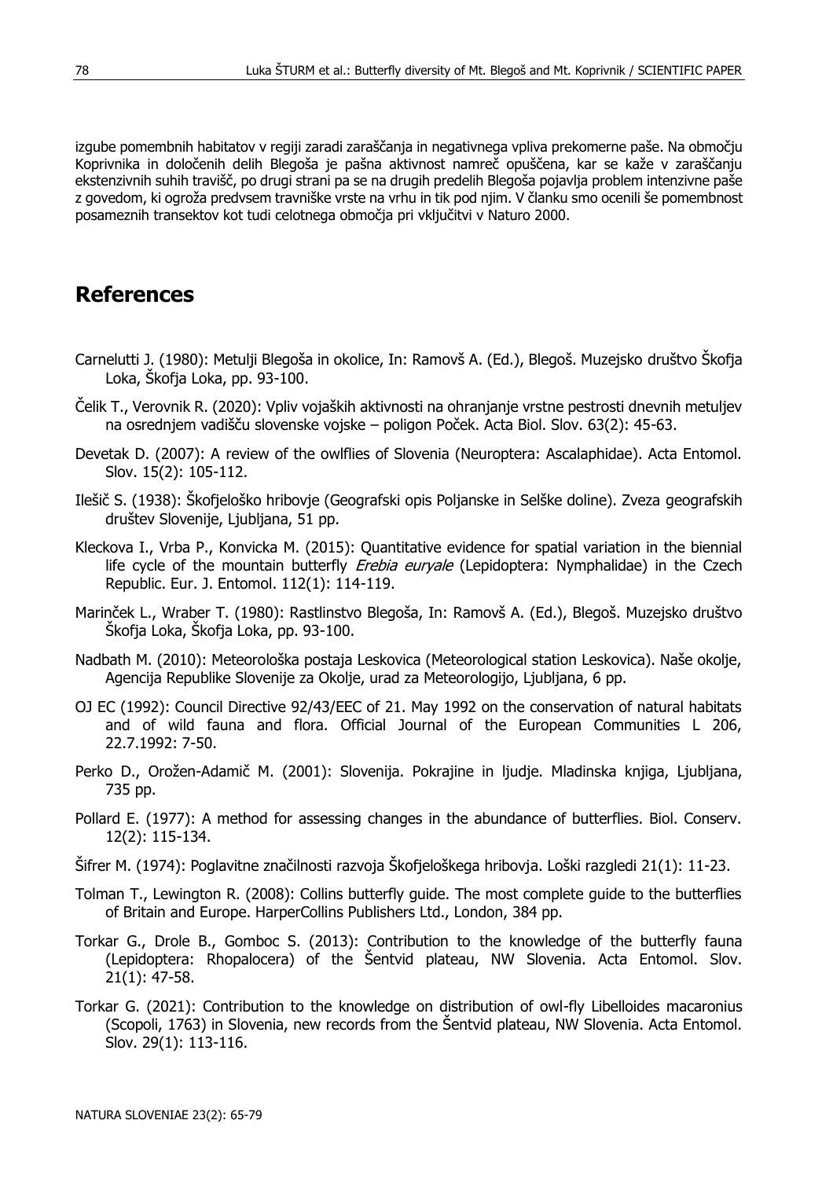izgube pomembnih habitatov v regiji zaradi zaraščanja in negativnega vpliva prekomerne paše. Na območju Koprivnika in določenih delih Blegoša je pašna aktivnost namreč opuščena, kar se kaže v zaraščanju ekstenzivnih suhih travišč, po drugi strani pa se na drugih predelih Blegoša pojavlja problem intenzivne paše z govedom, ki ogroža predvsem travniške vrste na vrhu in tik pod njim. V članku smo ocenili še pomembnost posameznih transektov kot tudi celotnega območja pri vključitvi v Naturo 2000.

## References

Carnelutti J. (1980): Metulji Blegoša in okolice, In: Ramovš A. (Ed.), Blegoš. Muzejsko društvo Škofja Loka, Škofja Loka, pp. 93-100.

Čelik T., Verovnik R. (2020): Vpliv vojaških aktivnosti na ohranjanje vrstne pestrosti dnevnih metuljev na osrednjem vadišču slovenske vojske – poligon Poček. Acta Biol. Slov. 63(2): 45-63.

Devetak D. (2007): A review of the owlflies of Slovenia (Neuroptera: Ascalaphidae). Acta Entomol. Slov. 15(2): 105-112.

Ilešič S. (1938): Škofjeloško hribovje (Geografski opis Poljanske in Selške doline). Zveza geografskih društev Slovenije, Ljubljana, 51 pp.

Kleckova I., Vrba P., Konvicka M. (2015): Quantitative evidence for spatial variation in the biennial life cycle of the mountain butterfly *Erebia euryale* (Lepidoptera: Nymphalidae) in the Czech Republic. Eur. J. Entomol. 112(1): 114-119.

Marinček L., Wraber T. (1980): Rastlinstvo Blegoša, In: Ramovš A. (Ed.), Blegoš. Muzejsko društvo Škofja Loka, Škofja Loka, pp. 93-100.

Nadbath M. (2010): Meteorološka postaja Leskovica (Meteorological station Leskovica). Naše okolje, Agencija Republike Slovenije za Okolje, urad za Meteorologijo, Ljubljana, 6 pp.

OJ EC (1992): Council Directive 92/43/EEC of 21. May 1992 on the conservation of natural habitats and of wild fauna and flora. Official Journal of the European Communities L 206, 22.7.1992: 7-50.

Perko D., Orožen-Adamič M. (2001): Slovenija. Pokrajine in ljudje. Mladinska knjiga, Ljubljana, 735 pp.

Pollard E. (1977): A method for assessing changes in the abundance of butterflies. Biol. Conserv. 12(2): 115-134.

Šifrer M. (1974): Poglavitne značilnosti razvoja Škofjeloškega hribovja. Loški razgledi 21(1): 11-23.

Tolman T., Lewington R. (2008): Collins butterfly guide. The most complete guide to the butterflies of Britain and Europe. HarperCollins Publishers Ltd., London, 384 pp.

Torkar G., Drole B., Gomboc S. (2013): Contribution to the knowledge of the butterfly fauna (Lepidoptera: Rhopalocera) of the Šentvid plateau, NW Slovenia. Acta Entomol. Slov. 21(1): 47-58.

Torkar G. (2021): Contribution to the knowledge on distribution of owl-fly Libelloides macaronius (Scopoli, 1763) in Slovenia, new records from the Šentvid plateau, NW Slovenia. Acta Entomol. Slov. 29(1): 113-116.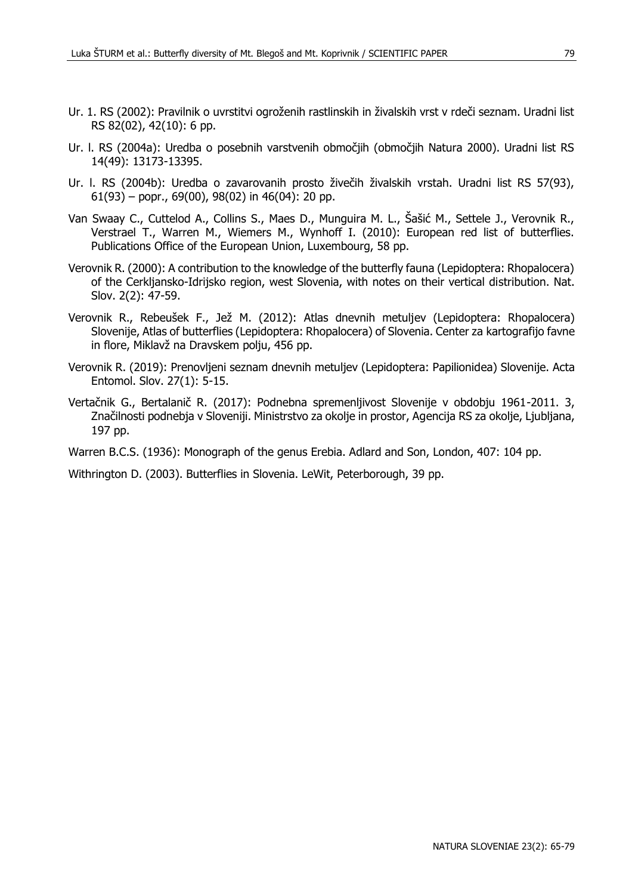Ur. 1. RS (2002): Pravilnik o uvrstitvi ogroženih rastlinskih in živalskih vrst v rdeči seznam. Uradni list RS 82(02), 42(10): 6 pp.

Ur. l. RS (2004a): Uredba o posebnih varstvenih območjih (območjih Natura 2000). Uradni list RS 14(49): 13173-13395.

Ur. l. RS (2004b): Uredba o zavarovanih prosto živečih živalskih vrstah. Uradni list RS 57(93), 61(93) – popr., 69(00), 98(02) in 46(04): 20 pp.

Van Swaay C., Cuttelod A., Collins S., Maes D., Munguira M. L., Šašić M., Settele J., Verovnik R., Verstrael T., Warren M., Wiemers M., Wynhoff I. (2010): European red list of butterflies. Publications Office of the European Union, Luxembourg, 58 pp.

Verovnik R. (2000): A contribution to the knowledge of the butterfly fauna (Lepidoptera: Rhopalocera) of the Cerkljansko-Idrijsko region, west Slovenia, with notes on their vertical distribution. Nat. Slov. 2(2): 47-59.

Verovnik R., Rebeušek F., Jež M. (2012): Atlas dnevnih metuljev (Lepidoptera: Rhopalocera) Slovenije, Atlas of butterflies (Lepidoptera: Rhopalocera) of Slovenia. Center za kartografijo favne in flore, Miklavž na Dravskem polju, 456 pp.

Verovnik R. (2019): Prenovljeni seznam dnevnih metuljev (Lepidoptera: Papilionidea) Slovenije. Acta Entomol. Slov. 27(1): 5-15.

Vertačnik G., Bertalanič R. (2017): Podnebna spremenljivost Slovenije v obdobju 1961-2011. 3, Značilnosti podnebja v Sloveniji. Ministrstvo za okolje in prostor, Agencija RS za okolje, Ljubljana, 197 pp.

Warren B.C.S. (1936): Monograph of the genus Erebia. Adlard and Son, London, 407: 104 pp.

Withrington D. (2003). Butterflies in Slovenia. LeWit, Peterborough, 39 pp.